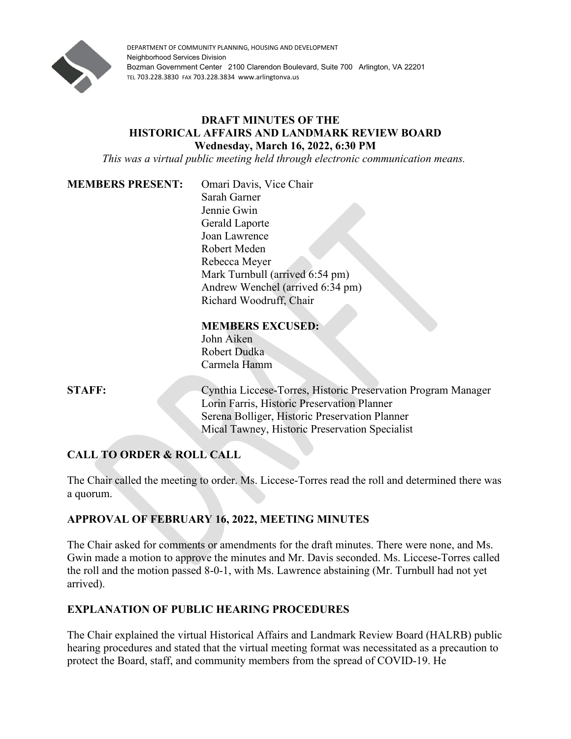DEPARTMENT OF COMMUNITY PLANNING, HOUSING AND DEVELOPMENT
Neighborhood Services Division
Bozman Government Center 2100 Clarendon Boulevard, Suite 700 Arlington, VA 22201
TEL 703.228.3830 FAX 703.228.3834 www.arlingtonva.us

# DRAFT MINUTES OF THE HISTORICAL AFFAIRS AND LANDMARK REVIEW BOARD

**Wednesday, March 16, 2022, 6:30 PM**

*This was a virtual public meeting held through electronic communication means.*

**MEMBERS PRESENT:**
Omari Davis, Vice Chair
Sarah Garner
Jennie Gwin
Gerald Laporte
Joan Lawrence
Robert Meden
Rebecca Meyer
Mark Turnbull (arrived 6:54 pm)
Andrew Wenchel (arrived 6:34 pm)
Richard Woodruff, Chair

**MEMBERS EXCUSED:**
John Aiken
Robert Dudka
Carmela Hamm

**STAFF:**
Cynthia Liccese-Torres, Historic Preservation Program Manager
Lorin Farris, Historic Preservation Planner
Serena Bolliger, Historic Preservation Planner
Mical Tawney, Historic Preservation Specialist

## CALL TO ORDER & ROLL CALL

The Chair called the meeting to order. Ms. Liccese-Torres read the roll and determined there was a quorum.

## APPROVAL OF FEBRUARY 16, 2022, MEETING MINUTES

The Chair asked for comments or amendments for the draft minutes. There were none, and Ms. Gwin made a motion to approve the minutes and Mr. Davis seconded. Ms. Liccese-Torres called the roll and the motion passed 8-0-1, with Ms. Lawrence abstaining (Mr. Turnbull had not yet arrived).

## EXPLANATION OF PUBLIC HEARING PROCEDURES

The Chair explained the virtual Historical Affairs and Landmark Review Board (HALRB) public hearing procedures and stated that the virtual meeting format was necessitated as a precaution to protect the Board, staff, and community members from the spread of COVID-19. He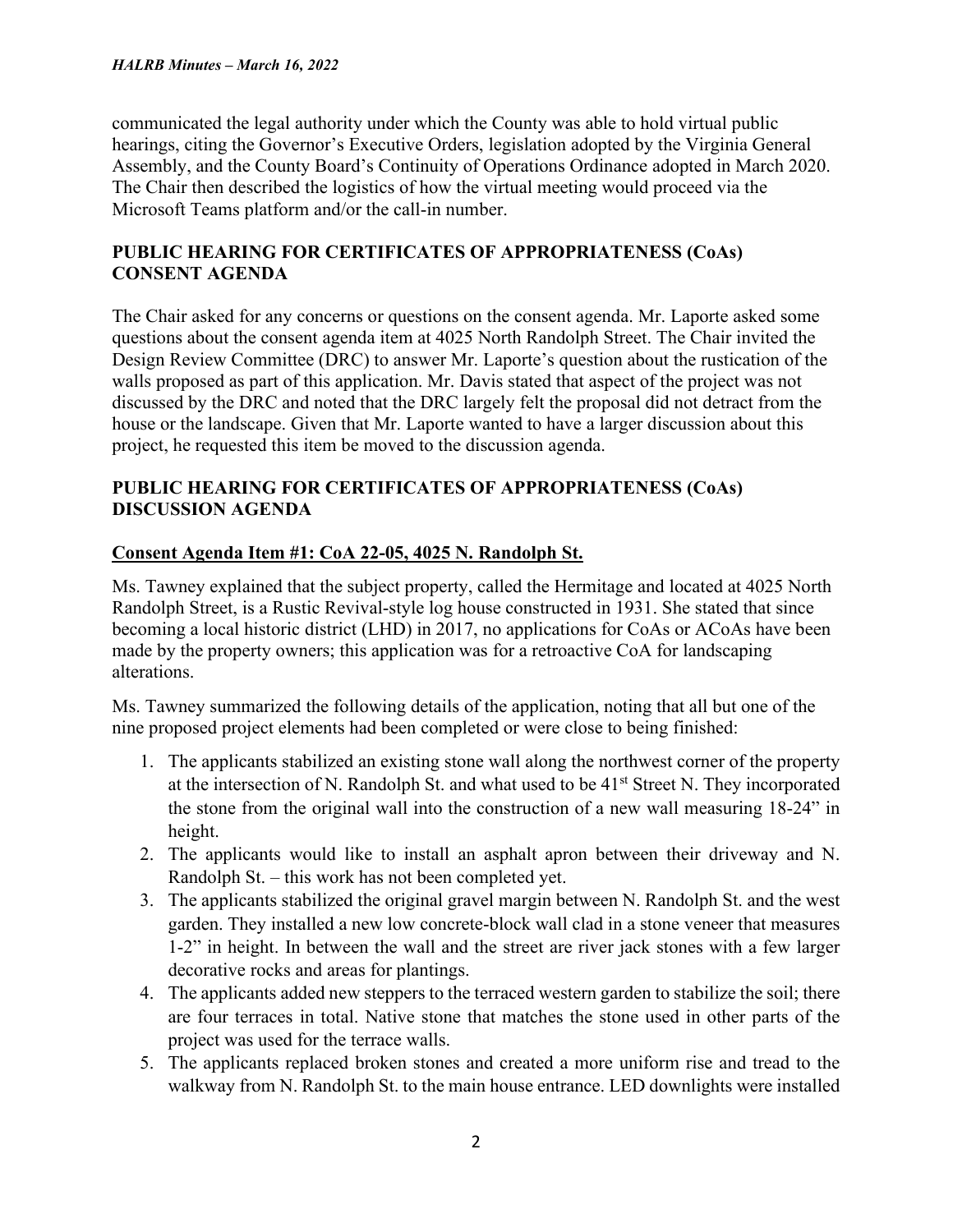communicated the legal authority under which the County was able to hold virtual public hearings, citing the Governor's Executive Orders, legislation adopted by the Virginia General Assembly, and the County Board's Continuity of Operations Ordinance adopted in March 2020. The Chair then described the logistics of how the virtual meeting would proceed via the Microsoft Teams platform and/or the call-in number.

## PUBLIC HEARING FOR CERTIFICATES OF APPROPRIATENESS (CoAs) CONSENT AGENDA

The Chair asked for any concerns or questions on the consent agenda. Mr. Laporte asked some questions about the consent agenda item at 4025 North Randolph Street. The Chair invited the Design Review Committee (DRC) to answer Mr. Laporte's question about the rustication of the walls proposed as part of this application. Mr. Davis stated that aspect of the project was not discussed by the DRC and noted that the DRC largely felt the proposal did not detract from the house or the landscape. Given that Mr. Laporte wanted to have a larger discussion about this project, he requested this item be moved to the discussion agenda.

## PUBLIC HEARING FOR CERTIFICATES OF APPROPRIATENESS (CoAs) DISCUSSION AGENDA

### Consent Agenda Item #1: CoA 22-05, 4025 N. Randolph St.

Ms. Tawney explained that the subject property, called the Hermitage and located at 4025 North Randolph Street, is a Rustic Revival-style log house constructed in 1931. She stated that since becoming a local historic district (LHD) in 2017, no applications for CoAs or ACoAs have been made by the property owners; this application was for a retroactive CoA for landscaping alterations.

Ms. Tawney summarized the following details of the application, noting that all but one of the nine proposed project elements had been completed or were close to being finished:

1. The applicants stabilized an existing stone wall along the northwest corner of the property at the intersection of N. Randolph St. and what used to be 41st Street N. They incorporated the stone from the original wall into the construction of a new wall measuring 18-24" in height.
2. The applicants would like to install an asphalt apron between their driveway and N. Randolph St. – this work has not been completed yet.
3. The applicants stabilized the original gravel margin between N. Randolph St. and the west garden. They installed a new low concrete-block wall clad in a stone veneer that measures 1-2" in height. In between the wall and the street are river jack stones with a few larger decorative rocks and areas for plantings.
4. The applicants added new steppers to the terraced western garden to stabilize the soil; there are four terraces in total. Native stone that matches the stone used in other parts of the project was used for the terrace walls.
5. The applicants replaced broken stones and created a more uniform rise and tread to the walkway from N. Randolph St. to the main house entrance. LED downlights were installed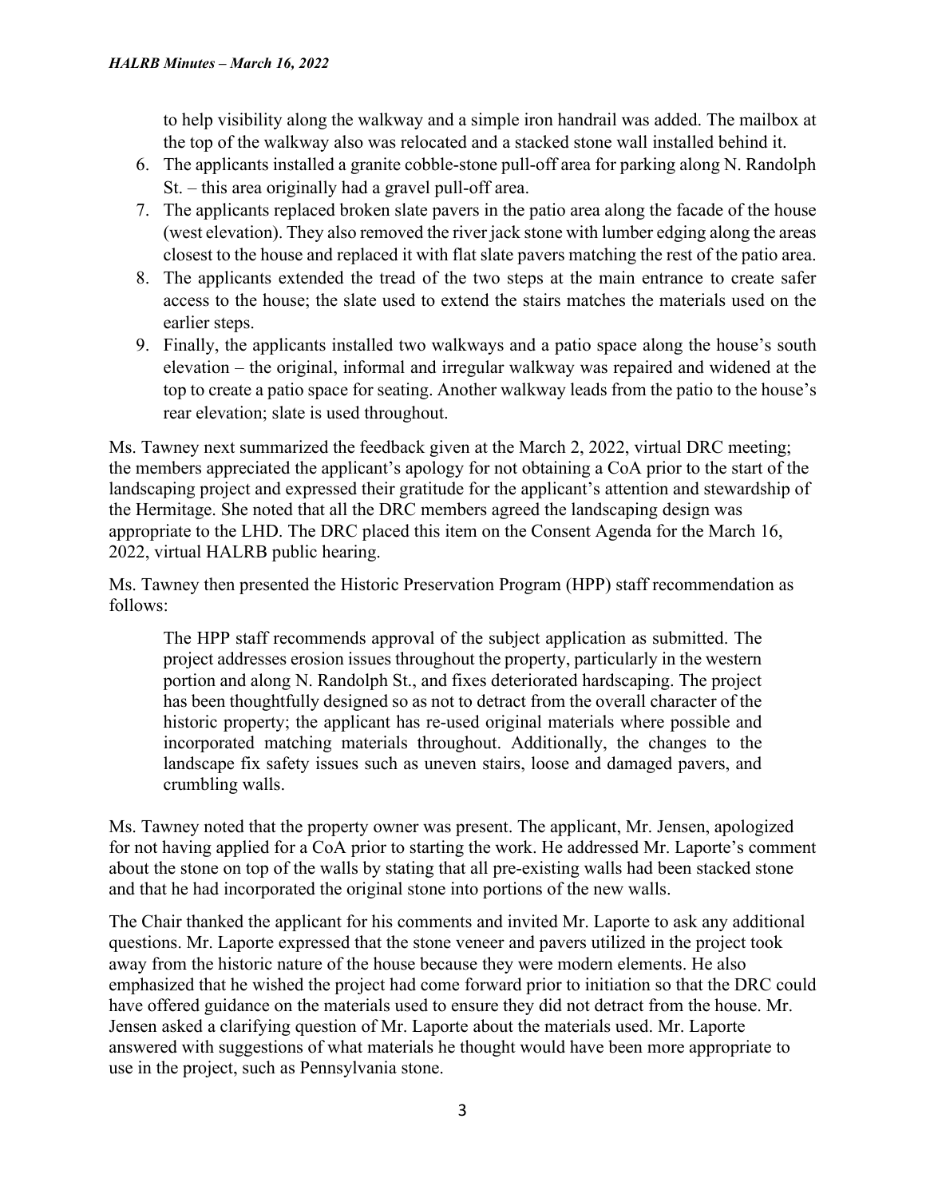to help visibility along the walkway and a simple iron handrail was added. The mailbox at the top of the walkway also was relocated and a stacked stone wall installed behind it.

6. The applicants installed a granite cobble-stone pull-off area for parking along N. Randolph St. – this area originally had a gravel pull-off area.
7. The applicants replaced broken slate pavers in the patio area along the facade of the house (west elevation). They also removed the river jack stone with lumber edging along the areas closest to the house and replaced it with flat slate pavers matching the rest of the patio area.
8. The applicants extended the tread of the two steps at the main entrance to create safer access to the house; the slate used to extend the stairs matches the materials used on the earlier steps.
9. Finally, the applicants installed two walkways and a patio space along the house's south elevation – the original, informal and irregular walkway was repaired and widened at the top to create a patio space for seating. Another walkway leads from the patio to the house's rear elevation; slate is used throughout.

Ms. Tawney next summarized the feedback given at the March 2, 2022, virtual DRC meeting; the members appreciated the applicant's apology for not obtaining a CoA prior to the start of the landscaping project and expressed their gratitude for the applicant's attention and stewardship of the Hermitage. She noted that all the DRC members agreed the landscaping design was appropriate to the LHD. The DRC placed this item on the Consent Agenda for the March 16, 2022, virtual HALRB public hearing.

Ms. Tawney then presented the Historic Preservation Program (HPP) staff recommendation as follows:

> The HPP staff recommends approval of the subject application as submitted. The project addresses erosion issues throughout the property, particularly in the western portion and along N. Randolph St., and fixes deteriorated hardscaping. The project has been thoughtfully designed so as not to detract from the overall character of the historic property; the applicant has re-used original materials where possible and incorporated matching materials throughout. Additionally, the changes to the landscape fix safety issues such as uneven stairs, loose and damaged pavers, and crumbling walls.

Ms. Tawney noted that the property owner was present. The applicant, Mr. Jensen, apologized for not having applied for a CoA prior to starting the work. He addressed Mr. Laporte's comment about the stone on top of the walls by stating that all pre-existing walls had been stacked stone and that he had incorporated the original stone into portions of the new walls.

The Chair thanked the applicant for his comments and invited Mr. Laporte to ask any additional questions. Mr. Laporte expressed that the stone veneer and pavers utilized in the project took away from the historic nature of the house because they were modern elements. He also emphasized that he wished the project had come forward prior to initiation so that the DRC could have offered guidance on the materials used to ensure they did not detract from the house. Mr. Jensen asked a clarifying question of Mr. Laporte about the materials used. Mr. Laporte answered with suggestions of what materials he thought would have been more appropriate to use in the project, such as Pennsylvania stone.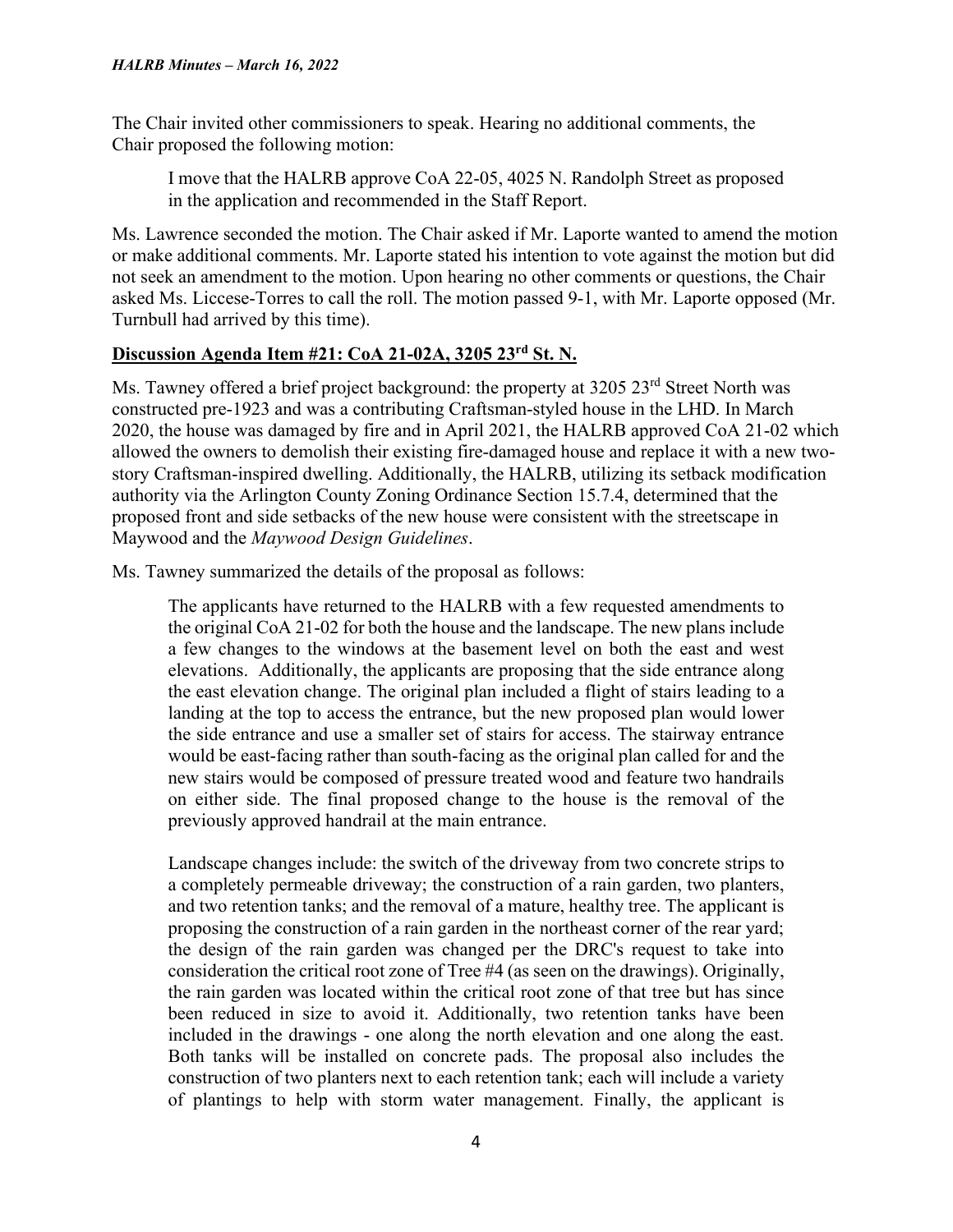The Chair invited other commissioners to speak. Hearing no additional comments, the Chair proposed the following motion:

> I move that the HALRB approve CoA 22-05, 4025 N. Randolph Street as proposed in the application and recommended in the Staff Report.

Ms. Lawrence seconded the motion. The Chair asked if Mr. Laporte wanted to amend the motion or make additional comments. Mr. Laporte stated his intention to vote against the motion but did not seek an amendment to the motion. Upon hearing no other comments or questions, the Chair asked Ms. Liccese-Torres to call the roll. The motion passed 9-1, with Mr. Laporte opposed (Mr. Turnbull had arrived by this time).

**<u>Discussion Agenda Item #21: CoA 21-02A, 3205 23rd St. N.</u>**

Ms. Tawney offered a brief project background: the property at 3205 23rd Street North was constructed pre-1923 and was a contributing Craftsman-styled house in the LHD. In March 2020, the house was damaged by fire and in April 2021, the HALRB approved CoA 21-02 which allowed the owners to demolish their existing fire-damaged house and replace it with a new two-story Craftsman-inspired dwelling. Additionally, the HALRB, utilizing its setback modification authority via the Arlington County Zoning Ordinance Section 15.7.4, determined that the proposed front and side setbacks of the new house were consistent with the streetscape in Maywood and the *Maywood Design Guidelines*.

Ms. Tawney summarized the details of the proposal as follows:

> The applicants have returned to the HALRB with a few requested amendments to the original CoA 21-02 for both the house and the landscape. The new plans include a few changes to the windows at the basement level on both the east and west elevations. Additionally, the applicants are proposing that the side entrance along the east elevation change. The original plan included a flight of stairs leading to a landing at the top to access the entrance, but the new proposed plan would lower the side entrance and use a smaller set of stairs for access. The stairway entrance would be east-facing rather than south-facing as the original plan called for and the new stairs would be composed of pressure treated wood and feature two handrails on either side. The final proposed change to the house is the removal of the previously approved handrail at the main entrance.
>
> Landscape changes include: the switch of the driveway from two concrete strips to a completely permeable driveway; the construction of a rain garden, two planters, and two retention tanks; and the removal of a mature, healthy tree. The applicant is proposing the construction of a rain garden in the northeast corner of the rear yard; the design of the rain garden was changed per the DRC's request to take into consideration the critical root zone of Tree #4 (as seen on the drawings). Originally, the rain garden was located within the critical root zone of that tree but has since been reduced in size to avoid it. Additionally, two retention tanks have been included in the drawings - one along the north elevation and one along the east. Both tanks will be installed on concrete pads. The proposal also includes the construction of two planters next to each retention tank; each will include a variety of plantings to help with storm water management. Finally, the applicant is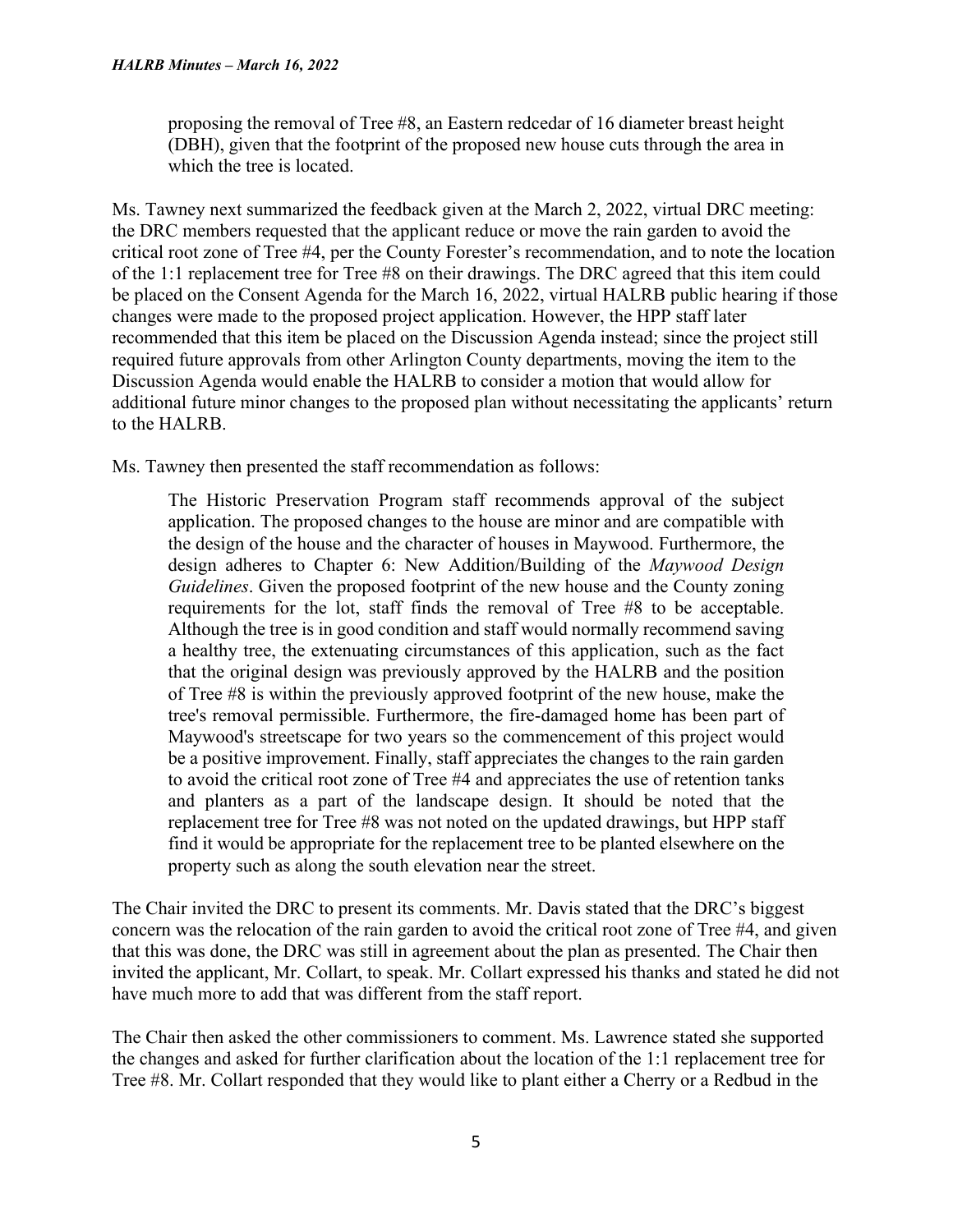proposing the removal of Tree #8, an Eastern redcedar of 16 diameter breast height (DBH), given that the footprint of the proposed new house cuts through the area in which the tree is located.

Ms. Tawney next summarized the feedback given at the March 2, 2022, virtual DRC meeting: the DRC members requested that the applicant reduce or move the rain garden to avoid the critical root zone of Tree #4, per the County Forester's recommendation, and to note the location of the 1:1 replacement tree for Tree #8 on their drawings. The DRC agreed that this item could be placed on the Consent Agenda for the March 16, 2022, virtual HALRB public hearing if those changes were made to the proposed project application. However, the HPP staff later recommended that this item be placed on the Discussion Agenda instead; since the project still required future approvals from other Arlington County departments, moving the item to the Discussion Agenda would enable the HALRB to consider a motion that would allow for additional future minor changes to the proposed plan without necessitating the applicants' return to the HALRB.

Ms. Tawney then presented the staff recommendation as follows:

> The Historic Preservation Program staff recommends approval of the subject application. The proposed changes to the house are minor and are compatible with the design of the house and the character of houses in Maywood. Furthermore, the design adheres to Chapter 6: New Addition/Building of the *Maywood Design Guidelines*. Given the proposed footprint of the new house and the County zoning requirements for the lot, staff finds the removal of Tree #8 to be acceptable. Although the tree is in good condition and staff would normally recommend saving a healthy tree, the extenuating circumstances of this application, such as the fact that the original design was previously approved by the HALRB and the position of Tree #8 is within the previously approved footprint of the new house, make the tree's removal permissible. Furthermore, the fire-damaged home has been part of Maywood's streetscape for two years so the commencement of this project would be a positive improvement. Finally, staff appreciates the changes to the rain garden to avoid the critical root zone of Tree #4 and appreciates the use of retention tanks and planters as a part of the landscape design. It should be noted that the replacement tree for Tree #8 was not noted on the updated drawings, but HPP staff find it would be appropriate for the replacement tree to be planted elsewhere on the property such as along the south elevation near the street.

The Chair invited the DRC to present its comments. Mr. Davis stated that the DRC's biggest concern was the relocation of the rain garden to avoid the critical root zone of Tree #4, and given that this was done, the DRC was still in agreement about the plan as presented. The Chair then invited the applicant, Mr. Collart, to speak. Mr. Collart expressed his thanks and stated he did not have much more to add that was different from the staff report.

The Chair then asked the other commissioners to comment. Ms. Lawrence stated she supported the changes and asked for further clarification about the location of the 1:1 replacement tree for Tree #8. Mr. Collart responded that they would like to plant either a Cherry or a Redbud in the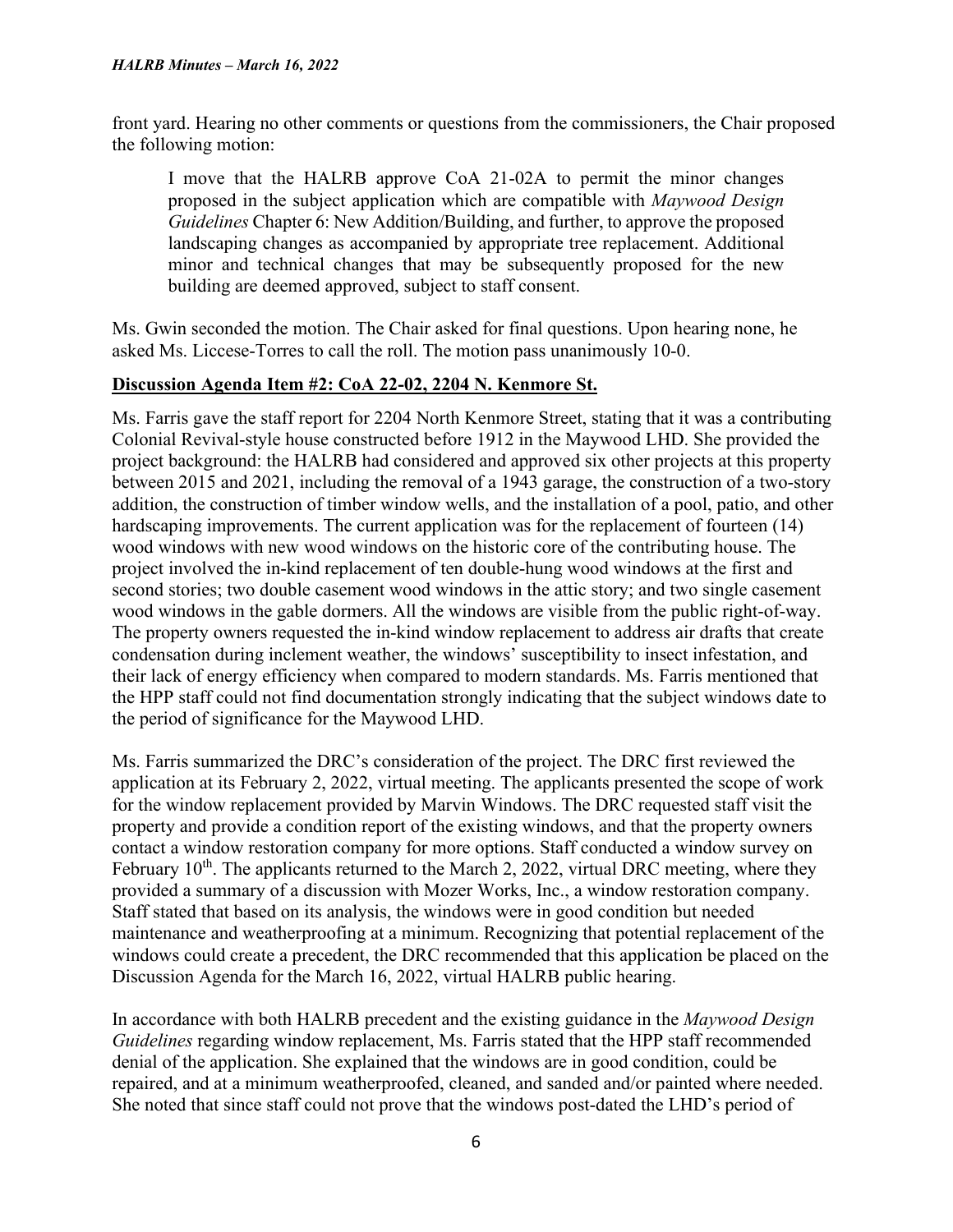front yard. Hearing no other comments or questions from the commissioners, the Chair proposed the following motion:

> I move that the HALRB approve CoA 21-02A to permit the minor changes proposed in the subject application which are compatible with *Maywood Design Guidelines* Chapter 6: New Addition/Building, and further, to approve the proposed landscaping changes as accompanied by appropriate tree replacement. Additional minor and technical changes that may be subsequently proposed for the new building are deemed approved, subject to staff consent.

Ms. Gwin seconded the motion. The Chair asked for final questions. Upon hearing none, he asked Ms. Liccese-Torres to call the roll. The motion pass unanimously 10-0.

**Discussion Agenda Item #2: CoA 22-02, 2204 N. Kenmore St.**

Ms. Farris gave the staff report for 2204 North Kenmore Street, stating that it was a contributing Colonial Revival-style house constructed before 1912 in the Maywood LHD. She provided the project background: the HALRB had considered and approved six other projects at this property between 2015 and 2021, including the removal of a 1943 garage, the construction of a two-story addition, the construction of timber window wells, and the installation of a pool, patio, and other hardscaping improvements. The current application was for the replacement of fourteen (14) wood windows with new wood windows on the historic core of the contributing house. The project involved the in-kind replacement of ten double-hung wood windows at the first and second stories; two double casement wood windows in the attic story; and two single casement wood windows in the gable dormers. All the windows are visible from the public right-of-way. The property owners requested the in-kind window replacement to address air drafts that create condensation during inclement weather, the windows' susceptibility to insect infestation, and their lack of energy efficiency when compared to modern standards. Ms. Farris mentioned that the HPP staff could not find documentation strongly indicating that the subject windows date to the period of significance for the Maywood LHD.

Ms. Farris summarized the DRC's consideration of the project. The DRC first reviewed the application at its February 2, 2022, virtual meeting. The applicants presented the scope of work for the window replacement provided by Marvin Windows. The DRC requested staff visit the property and provide a condition report of the existing windows, and that the property owners contact a window restoration company for more options. Staff conducted a window survey on February 10th. The applicants returned to the March 2, 2022, virtual DRC meeting, where they provided a summary of a discussion with Mozer Works, Inc., a window restoration company. Staff stated that based on its analysis, the windows were in good condition but needed maintenance and weatherproofing at a minimum. Recognizing that potential replacement of the windows could create a precedent, the DRC recommended that this application be placed on the Discussion Agenda for the March 16, 2022, virtual HALRB public hearing.

In accordance with both HALRB precedent and the existing guidance in the *Maywood Design Guidelines* regarding window replacement, Ms. Farris stated that the HPP staff recommended denial of the application. She explained that the windows are in good condition, could be repaired, and at a minimum weatherproofed, cleaned, and sanded and/or painted where needed. She noted that since staff could not prove that the windows post-dated the LHD's period of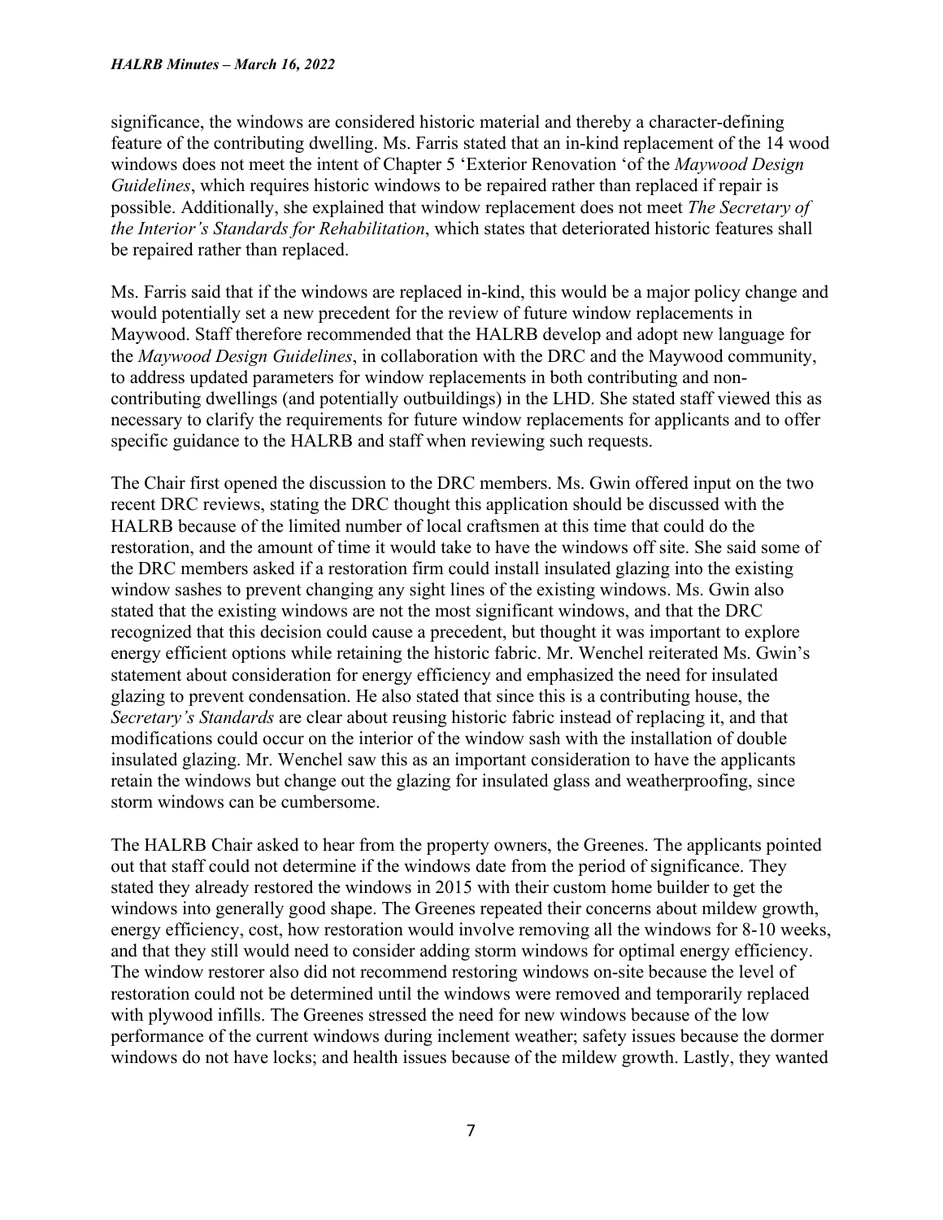significance, the windows are considered historic material and thereby a character-defining feature of the contributing dwelling. Ms. Farris stated that an in-kind replacement of the 14 wood windows does not meet the intent of Chapter 5 'Exterior Renovation 'of the *Maywood Design Guidelines*, which requires historic windows to be repaired rather than replaced if repair is possible. Additionally, she explained that window replacement does not meet *The Secretary of the Interior's Standards for Rehabilitation*, which states that deteriorated historic features shall be repaired rather than replaced.

Ms. Farris said that if the windows are replaced in-kind, this would be a major policy change and would potentially set a new precedent for the review of future window replacements in Maywood. Staff therefore recommended that the HALRB develop and adopt new language for the *Maywood Design Guidelines*, in collaboration with the DRC and the Maywood community, to address updated parameters for window replacements in both contributing and non-contributing dwellings (and potentially outbuildings) in the LHD. She stated staff viewed this as necessary to clarify the requirements for future window replacements for applicants and to offer specific guidance to the HALRB and staff when reviewing such requests.

The Chair first opened the discussion to the DRC members. Ms. Gwin offered input on the two recent DRC reviews, stating the DRC thought this application should be discussed with the HALRB because of the limited number of local craftsmen at this time that could do the restoration, and the amount of time it would take to have the windows off site. She said some of the DRC members asked if a restoration firm could install insulated glazing into the existing window sashes to prevent changing any sight lines of the existing windows. Ms. Gwin also stated that the existing windows are not the most significant windows, and that the DRC recognized that this decision could cause a precedent, but thought it was important to explore energy efficient options while retaining the historic fabric. Mr. Wenchel reiterated Ms. Gwin's statement about consideration for energy efficiency and emphasized the need for insulated glazing to prevent condensation. He also stated that since this is a contributing house, the *Secretary's Standards* are clear about reusing historic fabric instead of replacing it, and that modifications could occur on the interior of the window sash with the installation of double insulated glazing. Mr. Wenchel saw this as an important consideration to have the applicants retain the windows but change out the glazing for insulated glass and weatherproofing, since storm windows can be cumbersome.

The HALRB Chair asked to hear from the property owners, the Greenes. The applicants pointed out that staff could not determine if the windows date from the period of significance. They stated they already restored the windows in 2015 with their custom home builder to get the windows into generally good shape. The Greenes repeated their concerns about mildew growth, energy efficiency, cost, how restoration would involve removing all the windows for 8-10 weeks, and that they still would need to consider adding storm windows for optimal energy efficiency. The window restorer also did not recommend restoring windows on-site because the level of restoration could not be determined until the windows were removed and temporarily replaced with plywood infills. The Greenes stressed the need for new windows because of the low performance of the current windows during inclement weather; safety issues because the dormer windows do not have locks; and health issues because of the mildew growth. Lastly, they wanted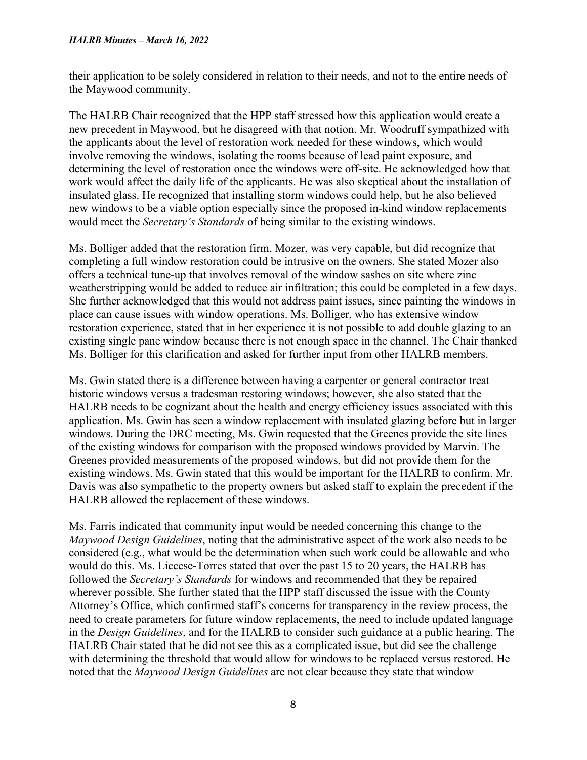their application to be solely considered in relation to their needs, and not to the entire needs of the Maywood community.

The HALRB Chair recognized that the HPP staff stressed how this application would create a new precedent in Maywood, but he disagreed with that notion. Mr. Woodruff sympathized with the applicants about the level of restoration work needed for these windows, which would involve removing the windows, isolating the rooms because of lead paint exposure, and determining the level of restoration once the windows were off-site. He acknowledged how that work would affect the daily life of the applicants. He was also skeptical about the installation of insulated glass. He recognized that installing storm windows could help, but he also believed new windows to be a viable option especially since the proposed in-kind window replacements would meet the *Secretary's Standards* of being similar to the existing windows.

Ms. Bolliger added that the restoration firm, Mozer, was very capable, but did recognize that completing a full window restoration could be intrusive on the owners. She stated Mozer also offers a technical tune-up that involves removal of the window sashes on site where zinc weatherstripping would be added to reduce air infiltration; this could be completed in a few days. She further acknowledged that this would not address paint issues, since painting the windows in place can cause issues with window operations. Ms. Bolliger, who has extensive window restoration experience, stated that in her experience it is not possible to add double glazing to an existing single pane window because there is not enough space in the channel. The Chair thanked Ms. Bolliger for this clarification and asked for further input from other HALRB members.

Ms. Gwin stated there is a difference between having a carpenter or general contractor treat historic windows versus a tradesman restoring windows; however, she also stated that the HALRB needs to be cognizant about the health and energy efficiency issues associated with this application. Ms. Gwin has seen a window replacement with insulated glazing before but in larger windows. During the DRC meeting, Ms. Gwin requested that the Greenes provide the site lines of the existing windows for comparison with the proposed windows provided by Marvin. The Greenes provided measurements of the proposed windows, but did not provide them for the existing windows. Ms. Gwin stated that this would be important for the HALRB to confirm. Mr. Davis was also sympathetic to the property owners but asked staff to explain the precedent if the HALRB allowed the replacement of these windows.

Ms. Farris indicated that community input would be needed concerning this change to the *Maywood Design Guidelines*, noting that the administrative aspect of the work also needs to be considered (e.g., what would be the determination when such work could be allowable and who would do this. Ms. Liccese-Torres stated that over the past 15 to 20 years, the HALRB has followed the *Secretary's Standards* for windows and recommended that they be repaired wherever possible. She further stated that the HPP staff discussed the issue with the County Attorney's Office, which confirmed staff's concerns for transparency in the review process, the need to create parameters for future window replacements, the need to include updated language in the *Design Guidelines*, and for the HALRB to consider such guidance at a public hearing. The HALRB Chair stated that he did not see this as a complicated issue, but did see the challenge with determining the threshold that would allow for windows to be replaced versus restored. He noted that the *Maywood Design Guidelines* are not clear because they state that window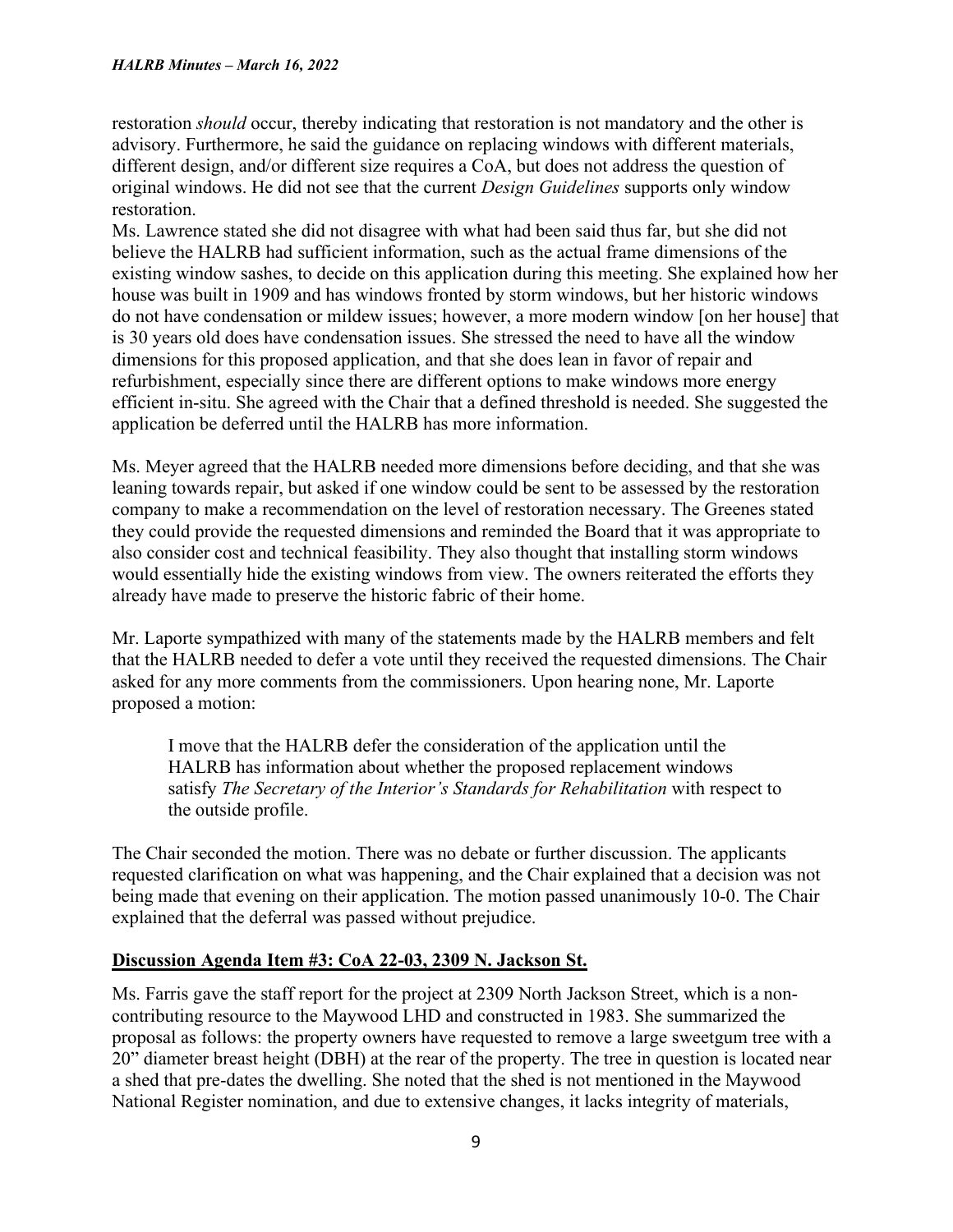restoration *should* occur, thereby indicating that restoration is not mandatory and the other is advisory. Furthermore, he said the guidance on replacing windows with different materials, different design, and/or different size requires a CoA, but does not address the question of original windows. He did not see that the current *Design Guidelines* supports only window restoration.
Ms. Lawrence stated she did not disagree with what had been said thus far, but she did not believe the HALRB had sufficient information, such as the actual frame dimensions of the existing window sashes, to decide on this application during this meeting. She explained how her house was built in 1909 and has windows fronted by storm windows, but her historic windows do not have condensation or mildew issues; however, a more modern window [on her house] that is 30 years old does have condensation issues. She stressed the need to have all the window dimensions for this proposed application, and that she does lean in favor of repair and refurbishment, especially since there are different options to make windows more energy efficient in-situ. She agreed with the Chair that a defined threshold is needed. She suggested the application be deferred until the HALRB has more information.

Ms. Meyer agreed that the HALRB needed more dimensions before deciding, and that she was leaning towards repair, but asked if one window could be sent to be assessed by the restoration company to make a recommendation on the level of restoration necessary. The Greenes stated they could provide the requested dimensions and reminded the Board that it was appropriate to also consider cost and technical feasibility. They also thought that installing storm windows would essentially hide the existing windows from view. The owners reiterated the efforts they already have made to preserve the historic fabric of their home.

Mr. Laporte sympathized with many of the statements made by the HALRB members and felt that the HALRB needed to defer a vote until they received the requested dimensions. The Chair asked for any more comments from the commissioners. Upon hearing none, Mr. Laporte proposed a motion:

> I move that the HALRB defer the consideration of the application until the HALRB has information about whether the proposed replacement windows satisfy *The Secretary of the Interior's Standards for Rehabilitation* with respect to the outside profile.

The Chair seconded the motion. There was no debate or further discussion. The applicants requested clarification on what was happening, and the Chair explained that a decision was not being made that evening on their application. The motion passed unanimously 10-0. The Chair explained that the deferral was passed without prejudice.

## <u>**Discussion Agenda Item #3: CoA 22-03, 2309 N. Jackson St.**</u>

Ms. Farris gave the staff report for the project at 2309 North Jackson Street, which is a non-contributing resource to the Maywood LHD and constructed in 1983. She summarized the proposal as follows: the property owners have requested to remove a large sweetgum tree with a 20" diameter breast height (DBH) at the rear of the property. The tree in question is located near a shed that pre-dates the dwelling. She noted that the shed is not mentioned in the Maywood National Register nomination, and due to extensive changes, it lacks integrity of materials,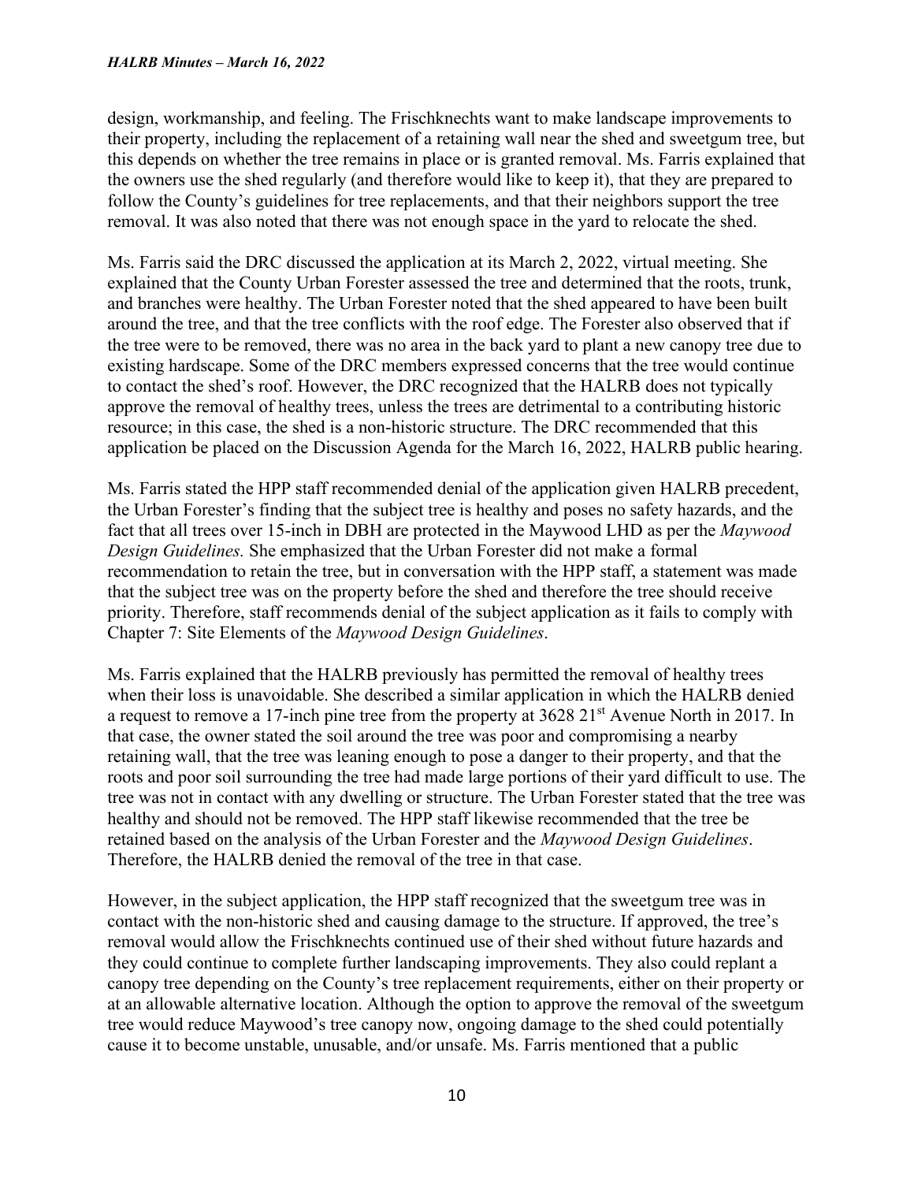design, workmanship, and feeling. The Frischknechts want to make landscape improvements to their property, including the replacement of a retaining wall near the shed and sweetgum tree, but this depends on whether the tree remains in place or is granted removal. Ms. Farris explained that the owners use the shed regularly (and therefore would like to keep it), that they are prepared to follow the County's guidelines for tree replacements, and that their neighbors support the tree removal. It was also noted that there was not enough space in the yard to relocate the shed.

Ms. Farris said the DRC discussed the application at its March 2, 2022, virtual meeting. She explained that the County Urban Forester assessed the tree and determined that the roots, trunk, and branches were healthy. The Urban Forester noted that the shed appeared to have been built around the tree, and that the tree conflicts with the roof edge. The Forester also observed that if the tree were to be removed, there was no area in the back yard to plant a new canopy tree due to existing hardscape. Some of the DRC members expressed concerns that the tree would continue to contact the shed's roof. However, the DRC recognized that the HALRB does not typically approve the removal of healthy trees, unless the trees are detrimental to a contributing historic resource; in this case, the shed is a non-historic structure. The DRC recommended that this application be placed on the Discussion Agenda for the March 16, 2022, HALRB public hearing.

Ms. Farris stated the HPP staff recommended denial of the application given HALRB precedent, the Urban Forester's finding that the subject tree is healthy and poses no safety hazards, and the fact that all trees over 15-inch in DBH are protected in the Maywood LHD as per the *Maywood Design Guidelines.* She emphasized that the Urban Forester did not make a formal recommendation to retain the tree, but in conversation with the HPP staff, a statement was made that the subject tree was on the property before the shed and therefore the tree should receive priority. Therefore, staff recommends denial of the subject application as it fails to comply with Chapter 7: Site Elements of the *Maywood Design Guidelines*.

Ms. Farris explained that the HALRB previously has permitted the removal of healthy trees when their loss is unavoidable. She described a similar application in which the HALRB denied a request to remove a 17-inch pine tree from the property at 3628 21st Avenue North in 2017. In that case, the owner stated the soil around the tree was poor and compromising a nearby retaining wall, that the tree was leaning enough to pose a danger to their property, and that the roots and poor soil surrounding the tree had made large portions of their yard difficult to use. The tree was not in contact with any dwelling or structure. The Urban Forester stated that the tree was healthy and should not be removed. The HPP staff likewise recommended that the tree be retained based on the analysis of the Urban Forester and the *Maywood Design Guidelines*. Therefore, the HALRB denied the removal of the tree in that case.

However, in the subject application, the HPP staff recognized that the sweetgum tree was in contact with the non-historic shed and causing damage to the structure. If approved, the tree's removal would allow the Frischknechts continued use of their shed without future hazards and they could continue to complete further landscaping improvements. They also could replant a canopy tree depending on the County's tree replacement requirements, either on their property or at an allowable alternative location. Although the option to approve the removal of the sweetgum tree would reduce Maywood's tree canopy now, ongoing damage to the shed could potentially cause it to become unstable, unusable, and/or unsafe. Ms. Farris mentioned that a public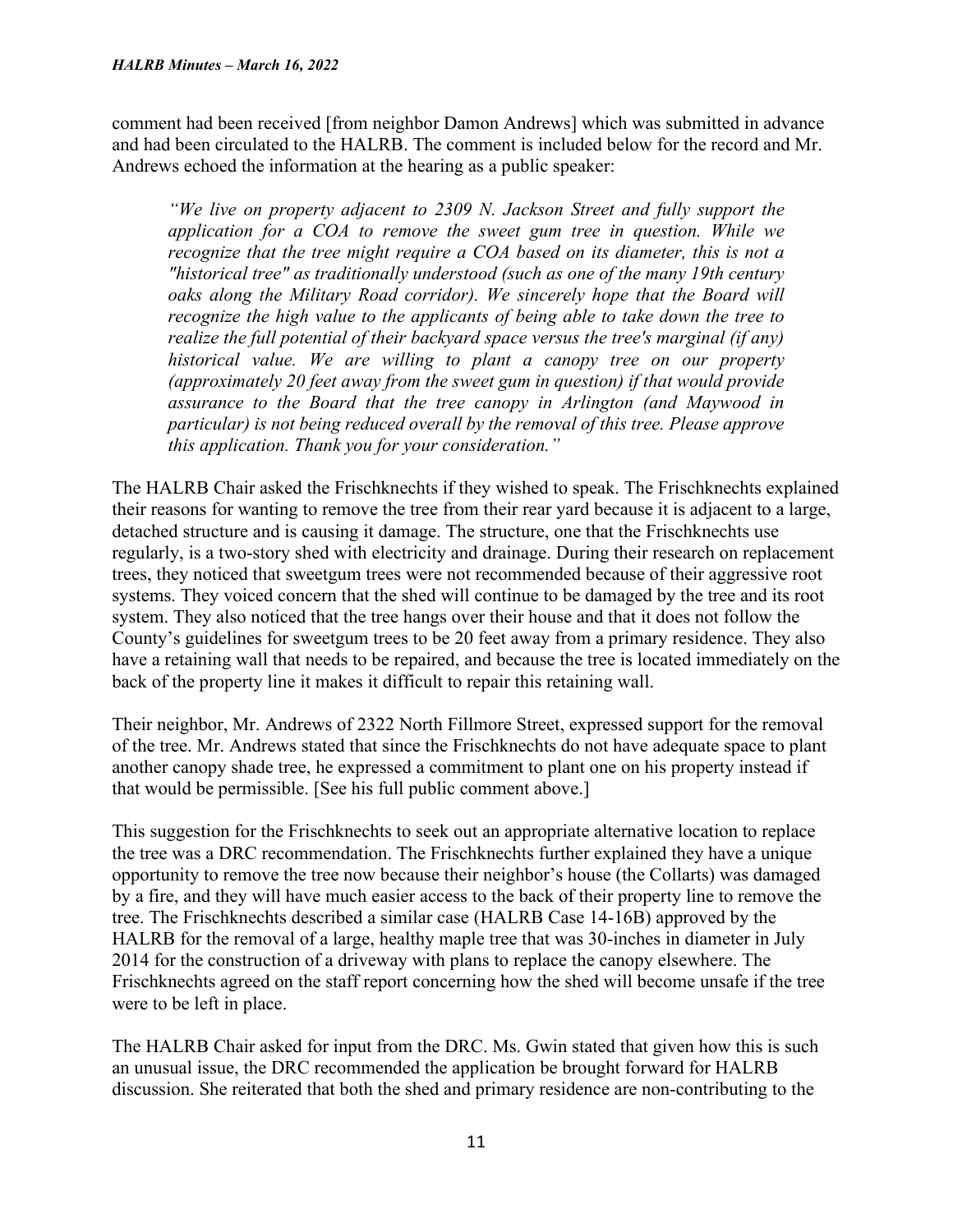comment had been received [from neighbor Damon Andrews] which was submitted in advance and had been circulated to the HALRB. The comment is included below for the record and Mr. Andrews echoed the information at the hearing as a public speaker:

> *"We live on property adjacent to 2309 N. Jackson Street and fully support the application for a COA to remove the sweet gum tree in question. While we recognize that the tree might require a COA based on its diameter, this is not a "historical tree" as traditionally understood (such as one of the many 19th century oaks along the Military Road corridor). We sincerely hope that the Board will recognize the high value to the applicants of being able to take down the tree to realize the full potential of their backyard space versus the tree's marginal (if any) historical value. We are willing to plant a canopy tree on our property (approximately 20 feet away from the sweet gum in question) if that would provide assurance to the Board that the tree canopy in Arlington (and Maywood in particular) is not being reduced overall by the removal of this tree. Please approve this application. Thank you for your consideration."*

The HALRB Chair asked the Frischknechts if they wished to speak. The Frischknechts explained their reasons for wanting to remove the tree from their rear yard because it is adjacent to a large, detached structure and is causing it damage. The structure, one that the Frischknechts use regularly, is a two-story shed with electricity and drainage. During their research on replacement trees, they noticed that sweetgum trees were not recommended because of their aggressive root systems. They voiced concern that the shed will continue to be damaged by the tree and its root system. They also noticed that the tree hangs over their house and that it does not follow the County's guidelines for sweetgum trees to be 20 feet away from a primary residence. They also have a retaining wall that needs to be repaired, and because the tree is located immediately on the back of the property line it makes it difficult to repair this retaining wall.

Their neighbor, Mr. Andrews of 2322 North Fillmore Street, expressed support for the removal of the tree. Mr. Andrews stated that since the Frischknechts do not have adequate space to plant another canopy shade tree, he expressed a commitment to plant one on his property instead if that would be permissible. [See his full public comment above.]

This suggestion for the Frischknechts to seek out an appropriate alternative location to replace the tree was a DRC recommendation. The Frischknechts further explained they have a unique opportunity to remove the tree now because their neighbor's house (the Collarts) was damaged by a fire, and they will have much easier access to the back of their property line to remove the tree. The Frischknechts described a similar case (HALRB Case 14-16B) approved by the HALRB for the removal of a large, healthy maple tree that was 30-inches in diameter in July 2014 for the construction of a driveway with plans to replace the canopy elsewhere. The Frischknechts agreed on the staff report concerning how the shed will become unsafe if the tree were to be left in place.

The HALRB Chair asked for input from the DRC. Ms. Gwin stated that given how this is such an unusual issue, the DRC recommended the application be brought forward for HALRB discussion. She reiterated that both the shed and primary residence are non-contributing to the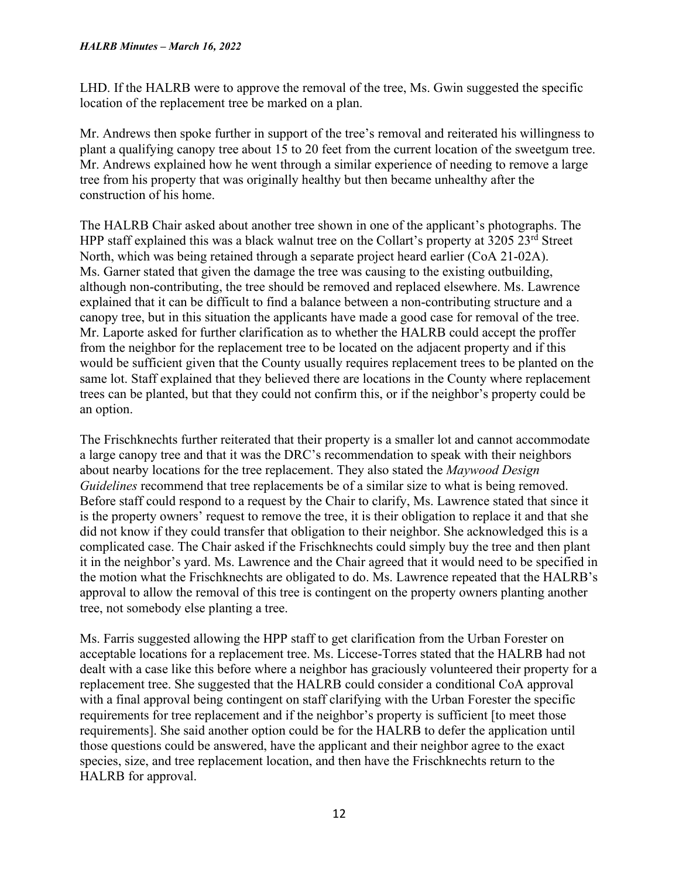LHD. If the HALRB were to approve the removal of the tree, Ms. Gwin suggested the specific location of the replacement tree be marked on a plan.

Mr. Andrews then spoke further in support of the tree's removal and reiterated his willingness to plant a qualifying canopy tree about 15 to 20 feet from the current location of the sweetgum tree. Mr. Andrews explained how he went through a similar experience of needing to remove a large tree from his property that was originally healthy but then became unhealthy after the construction of his home.

The HALRB Chair asked about another tree shown in one of the applicant's photographs. The HPP staff explained this was a black walnut tree on the Collart's property at 3205 23rd Street North, which was being retained through a separate project heard earlier (CoA 21-02A). Ms. Garner stated that given the damage the tree was causing to the existing outbuilding, although non-contributing, the tree should be removed and replaced elsewhere. Ms. Lawrence explained that it can be difficult to find a balance between a non-contributing structure and a canopy tree, but in this situation the applicants have made a good case for removal of the tree. Mr. Laporte asked for further clarification as to whether the HALRB could accept the proffer from the neighbor for the replacement tree to be located on the adjacent property and if this would be sufficient given that the County usually requires replacement trees to be planted on the same lot. Staff explained that they believed there are locations in the County where replacement trees can be planted, but that they could not confirm this, or if the neighbor's property could be an option.

The Frischknechts further reiterated that their property is a smaller lot and cannot accommodate a large canopy tree and that it was the DRC's recommendation to speak with their neighbors about nearby locations for the tree replacement. They also stated the *Maywood Design Guidelines* recommend that tree replacements be of a similar size to what is being removed. Before staff could respond to a request by the Chair to clarify, Ms. Lawrence stated that since it is the property owners' request to remove the tree, it is their obligation to replace it and that she did not know if they could transfer that obligation to their neighbor. She acknowledged this is a complicated case. The Chair asked if the Frischknechts could simply buy the tree and then plant it in the neighbor's yard. Ms. Lawrence and the Chair agreed that it would need to be specified in the motion what the Frischknechts are obligated to do. Ms. Lawrence repeated that the HALRB's approval to allow the removal of this tree is contingent on the property owners planting another tree, not somebody else planting a tree.

Ms. Farris suggested allowing the HPP staff to get clarification from the Urban Forester on acceptable locations for a replacement tree. Ms. Liccese-Torres stated that the HALRB had not dealt with a case like this before where a neighbor has graciously volunteered their property for a replacement tree. She suggested that the HALRB could consider a conditional CoA approval with a final approval being contingent on staff clarifying with the Urban Forester the specific requirements for tree replacement and if the neighbor's property is sufficient [to meet those requirements]. She said another option could be for the HALRB to defer the application until those questions could be answered, have the applicant and their neighbor agree to the exact species, size, and tree replacement location, and then have the Frischknechts return to the HALRB for approval.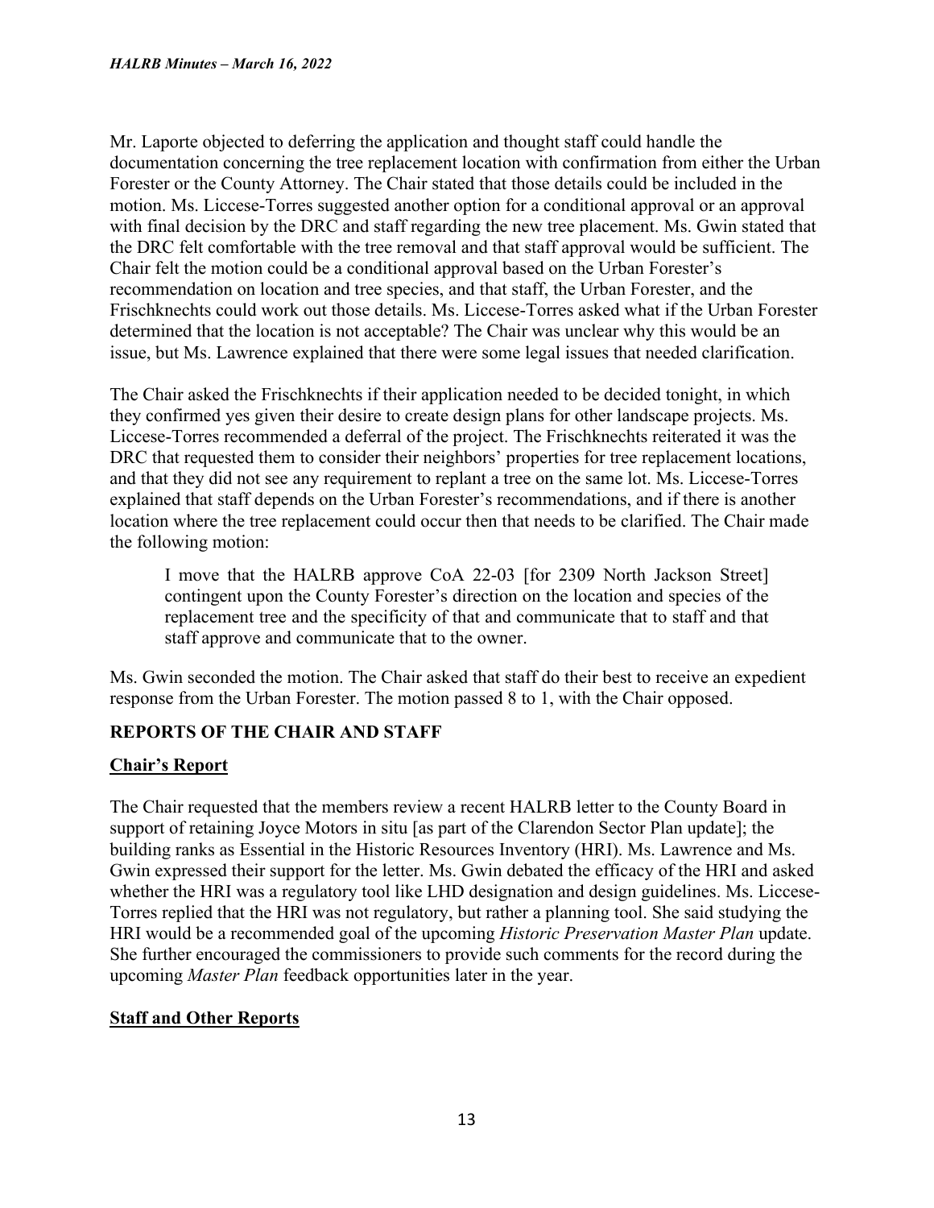Mr. Laporte objected to deferring the application and thought staff could handle the documentation concerning the tree replacement location with confirmation from either the Urban Forester or the County Attorney. The Chair stated that those details could be included in the motion. Ms. Liccese-Torres suggested another option for a conditional approval or an approval with final decision by the DRC and staff regarding the new tree placement. Ms. Gwin stated that the DRC felt comfortable with the tree removal and that staff approval would be sufficient. The Chair felt the motion could be a conditional approval based on the Urban Forester's recommendation on location and tree species, and that staff, the Urban Forester, and the Frischknechts could work out those details. Ms. Liccese-Torres asked what if the Urban Forester determined that the location is not acceptable? The Chair was unclear why this would be an issue, but Ms. Lawrence explained that there were some legal issues that needed clarification.

The Chair asked the Frischknechts if their application needed to be decided tonight, in which they confirmed yes given their desire to create design plans for other landscape projects. Ms. Liccese-Torres recommended a deferral of the project. The Frischknechts reiterated it was the DRC that requested them to consider their neighbors' properties for tree replacement locations, and that they did not see any requirement to replant a tree on the same lot. Ms. Liccese-Torres explained that staff depends on the Urban Forester's recommendations, and if there is another location where the tree replacement could occur then that needs to be clarified. The Chair made the following motion:

> I move that the HALRB approve CoA 22-03 [for 2309 North Jackson Street] contingent upon the County Forester's direction on the location and species of the replacement tree and the specificity of that and communicate that to staff and that staff approve and communicate that to the owner.

Ms. Gwin seconded the motion. The Chair asked that staff do their best to receive an expedient response from the Urban Forester. The motion passed 8 to 1, with the Chair opposed.

## REPORTS OF THE CHAIR AND STAFF

### Chair's Report

The Chair requested that the members review a recent HALRB letter to the County Board in support of retaining Joyce Motors in situ [as part of the Clarendon Sector Plan update]; the building ranks as Essential in the Historic Resources Inventory (HRI). Ms. Lawrence and Ms. Gwin expressed their support for the letter. Ms. Gwin debated the efficacy of the HRI and asked whether the HRI was a regulatory tool like LHD designation and design guidelines. Ms. Liccese-Torres replied that the HRI was not regulatory, but rather a planning tool. She said studying the HRI would be a recommended goal of the upcoming *Historic Preservation Master Plan* update. She further encouraged the commissioners to provide such comments for the record during the upcoming *Master Plan* feedback opportunities later in the year.

### Staff and Other Reports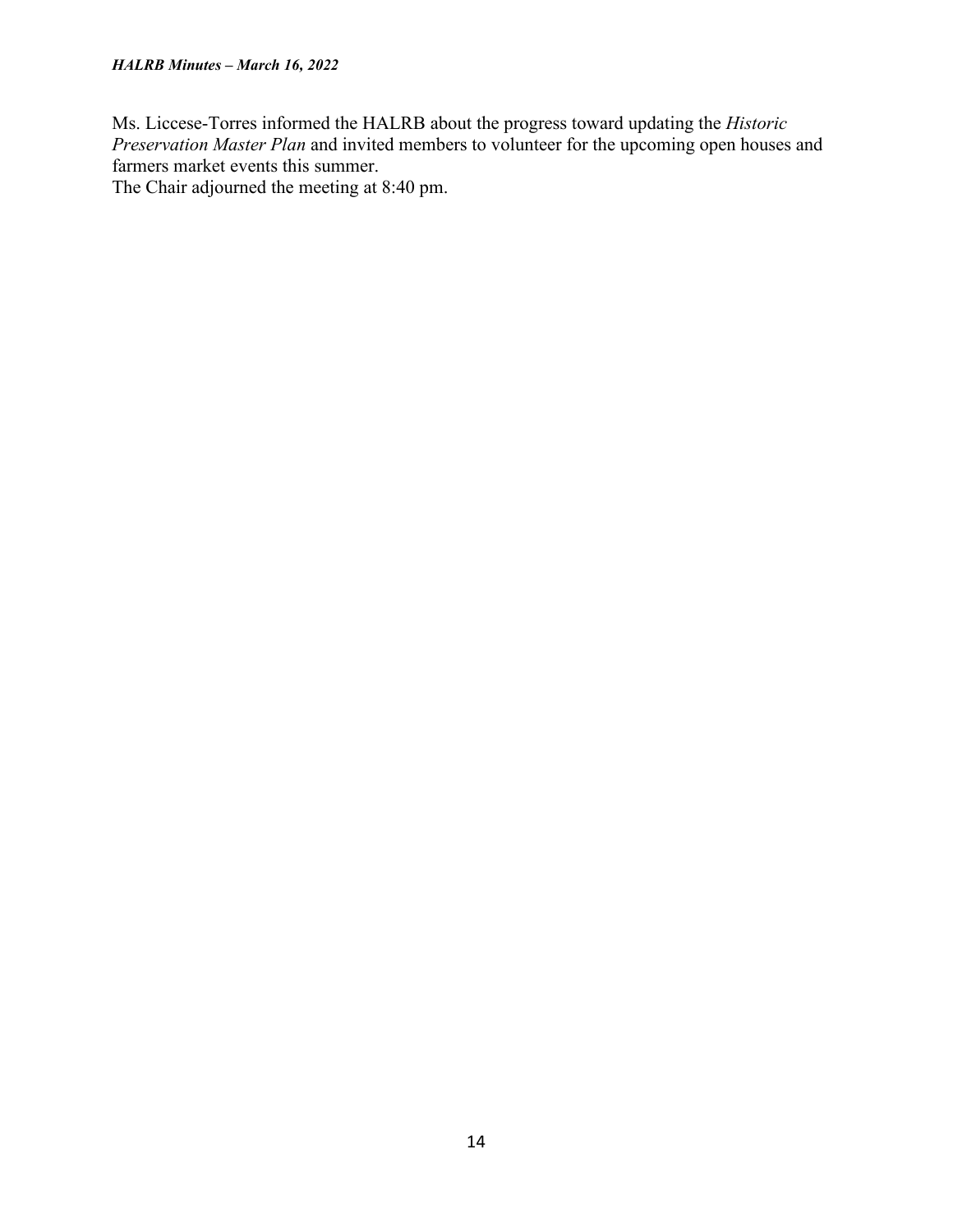Ms. Liccese-Torres informed the HALRB about the progress toward updating the *Historic Preservation Master Plan* and invited members to volunteer for the upcoming open houses and farmers market events this summer.

The Chair adjourned the meeting at 8:40 pm.